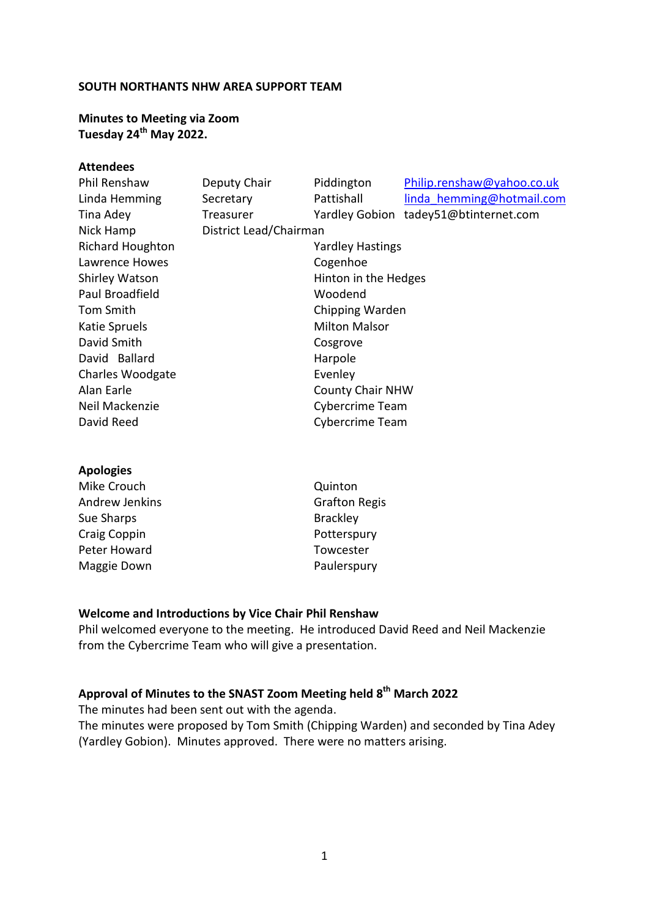**SOUTH NORTHANTS NHW AREA SUPPORT TEAM**

**Minutes to Meeting via Zoom**
**Tuesday 24th May 2022.**

**Attendees**

| | | | |
|---|---|---|---|
| Phil Renshaw | Deputy Chair | Piddington | Philip.renshaw@yahoo.co.uk |
| Linda Hemming | Secretary | Pattishall | linda_hemming@hotmail.com |
| Tina Adey | Treasurer | Yardley Gobion | tadey51@btinternet.com |
| Nick Hamp | District Lead/Chairman | | |
| Richard Houghton | | Yardley Hastings | |
| Lawrence Howes | | Cogenhoe | |
| Shirley Watson | | Hinton in the Hedges | |
| Paul Broadfield | | Woodend | |
| Tom Smith | | Chipping Warden | |
| Katie Spruels | | Milton Malsor | |
| David Smith | | Cosgrove | |
| David Ballard | | Harpole | |
| Charles Woodgate | | Evenley | |
| Alan Earle | | County Chair NHW | |
| Neil Mackenzie | | Cybercrime Team | |
| David Reed | | Cybercrime Team | |

**Apologies**

| | |
|---|---|
| Mike Crouch | Quinton |
| Andrew Jenkins | Grafton Regis |
| Sue Sharps | Brackley |
| Craig Coppin | Potterspury |
| Peter Howard | Towcester |
| Maggie Down | Paulerspury |

**Welcome and Introductions by Vice Chair Phil Renshaw**

Phil welcomed everyone to the meeting. He introduced David Reed and Neil Mackenzie from the Cybercrime Team who will give a presentation.

**Approval of Minutes to the SNAST Zoom Meeting held 8th March 2022**

The minutes had been sent out with the agenda.
The minutes were proposed by Tom Smith (Chipping Warden) and seconded by Tina Adey (Yardley Gobion). Minutes approved. There were no matters arising.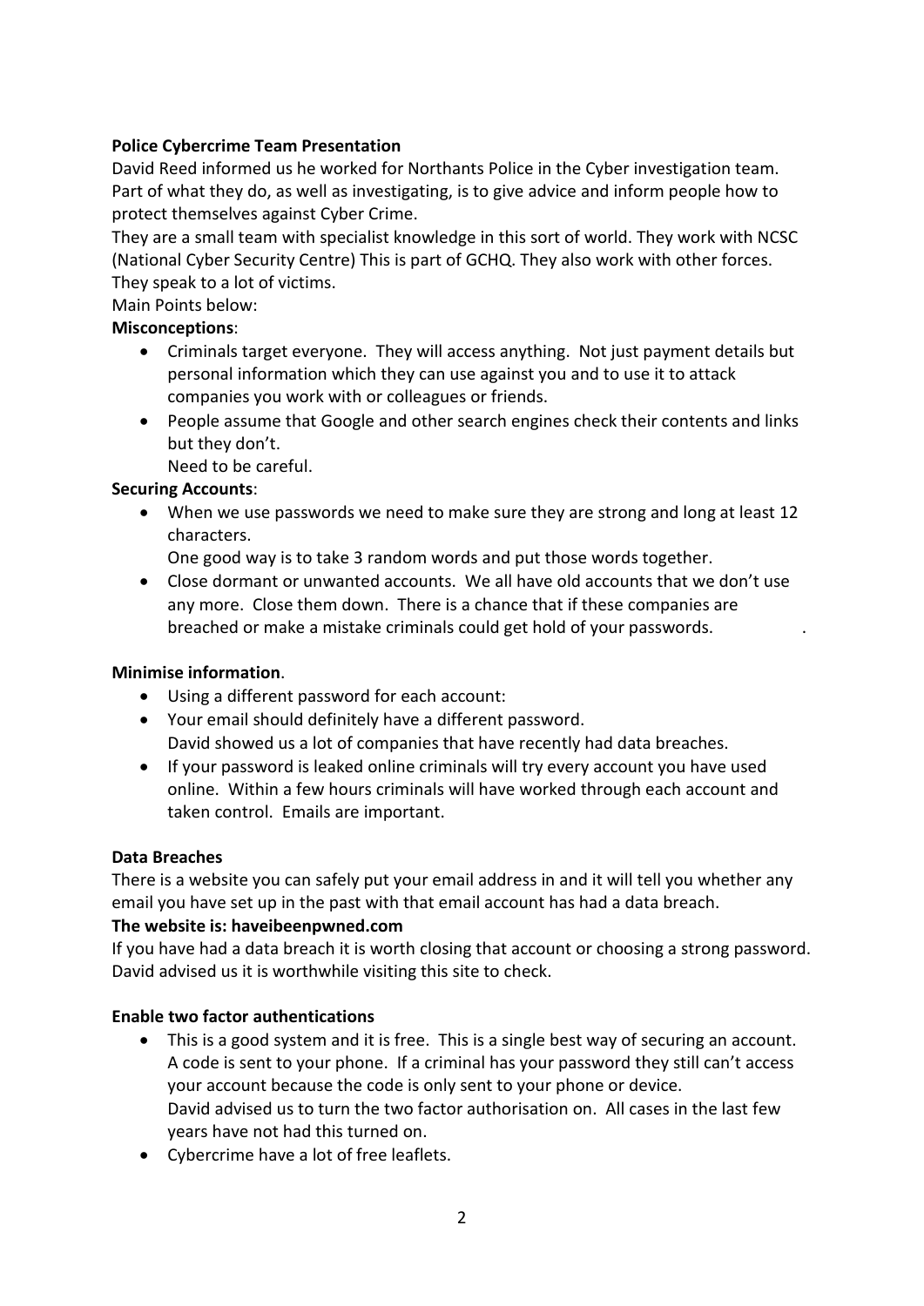**Police Cybercrime Team Presentation**

David Reed informed us he worked for Northants Police in the Cyber investigation team. Part of what they do, as well as investigating, is to give advice and inform people how to protect themselves against Cyber Crime.

They are a small team with specialist knowledge in this sort of world. They work with NCSC (National Cyber Security Centre) This is part of GCHQ. They also work with other forces. They speak to a lot of victims.

Main Points below:

**Misconceptions**:

- Criminals target everyone. They will access anything. Not just payment details but personal information which they can use against you and to use it to attack companies you work with or colleagues or friends.
- People assume that Google and other search engines check their contents and links but they don't.
  Need to be careful.

**Securing Accounts**:

- When we use passwords we need to make sure they are strong and long at least 12 characters.
  One good way is to take 3 random words and put those words together.
- Close dormant or unwanted accounts. We all have old accounts that we don't use any more. Close them down. There is a chance that if these companies are breached or make a mistake criminals could get hold of your passwords. .

**Minimise information**.

- Using a different password for each account:
- Your email should definitely have a different password.
  David showed us a lot of companies that have recently had data breaches.
- If your password is leaked online criminals will try every account you have used online. Within a few hours criminals will have worked through each account and taken control. Emails are important.

**Data Breaches**

There is a website you can safely put your email address in and it will tell you whether any email you have set up in the past with that email account has had a data breach.

**The website is: haveibeenpwned.com**

If you have had a data breach it is worth closing that account or choosing a strong password. David advised us it is worthwhile visiting this site to check.

**Enable two factor authentications**

- This is a good system and it is free. This is a single best way of securing an account. A code is sent to your phone. If a criminal has your password they still can't access your account because the code is only sent to your phone or device.
  David advised us to turn the two factor authorisation on. All cases in the last few years have not had this turned on.
- Cybercrime have a lot of free leaflets.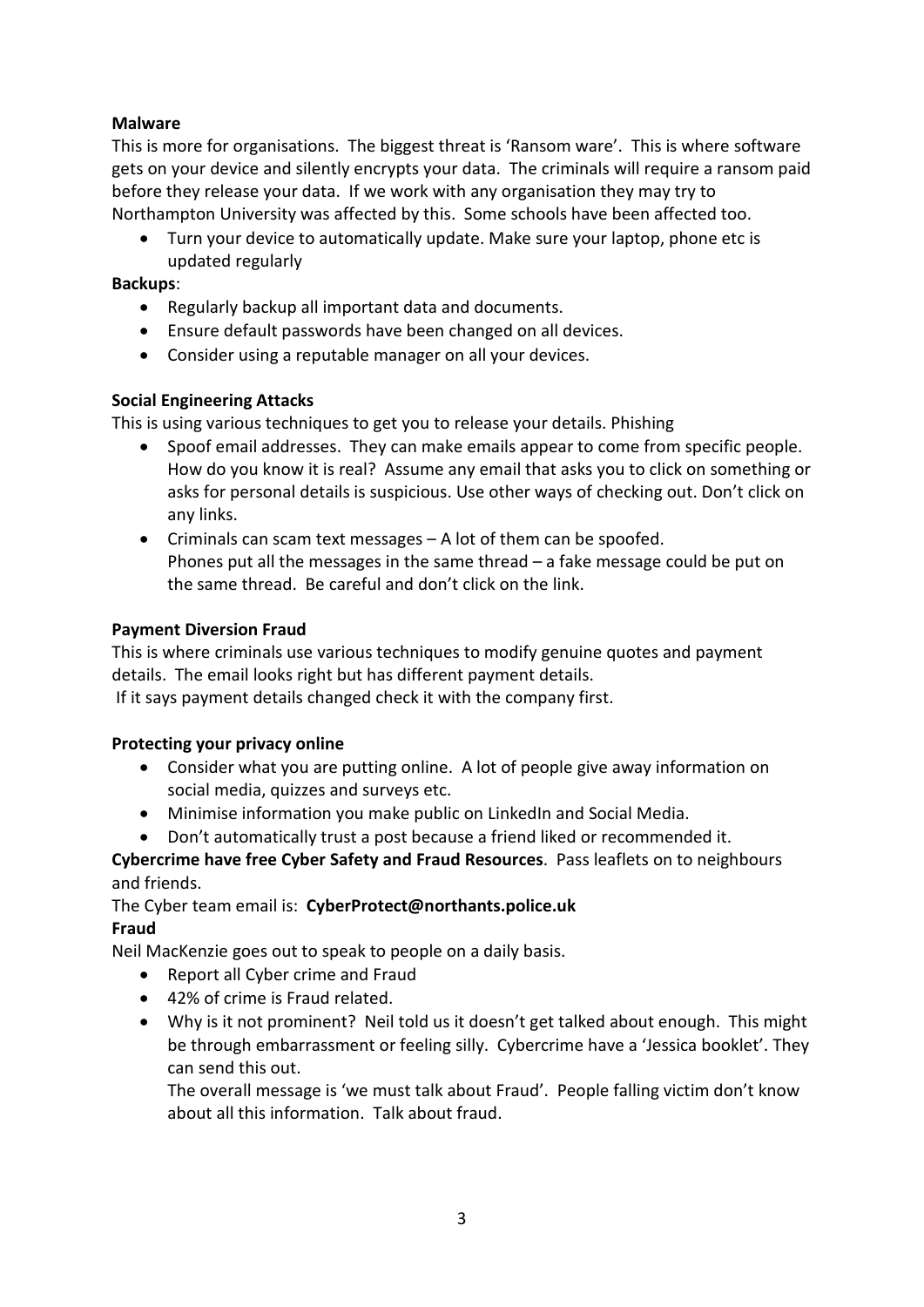**Malware**

This is more for organisations. The biggest threat is 'Ransom ware'. This is where software gets on your device and silently encrypts your data. The criminals will require a ransom paid before they release your data. If we work with any organisation they may try to Northampton University was affected by this. Some schools have been affected too.

- Turn your device to automatically update. Make sure your laptop, phone etc is updated regularly

**Backups**:

- Regularly backup all important data and documents.
- Ensure default passwords have been changed on all devices.
- Consider using a reputable manager on all your devices.

**Social Engineering Attacks**

This is using various techniques to get you to release your details. Phishing

- Spoof email addresses. They can make emails appear to come from specific people. How do you know it is real? Assume any email that asks you to click on something or asks for personal details is suspicious. Use other ways of checking out. Don't click on any links.
- Criminals can scam text messages – A lot of them can be spoofed.
  Phones put all the messages in the same thread – a fake message could be put on the same thread. Be careful and don't click on the link.

**Payment Diversion Fraud**

This is where criminals use various techniques to modify genuine quotes and payment details. The email looks right but has different payment details.
If it says payment details changed check it with the company first.

**Protecting your privacy online**

- Consider what you are putting online. A lot of people give away information on social media, quizzes and surveys etc.
- Minimise information you make public on LinkedIn and Social Media.
- Don't automatically trust a post because a friend liked or recommended it.

**Cybercrime have free Cyber Safety and Fraud Resources**. Pass leaflets on to neighbours and friends.

The Cyber team email is: **CyberProtect@northants.police.uk**

**Fraud**

Neil MacKenzie goes out to speak to people on a daily basis.

- Report all Cyber crime and Fraud
- 42% of crime is Fraud related.
- Why is it not prominent? Neil told us it doesn't get talked about enough. This might be through embarrassment or feeling silly. Cybercrime have a 'Jessica booklet'. They can send this out.
  The overall message is 'we must talk about Fraud'. People falling victim don't know about all this information. Talk about fraud.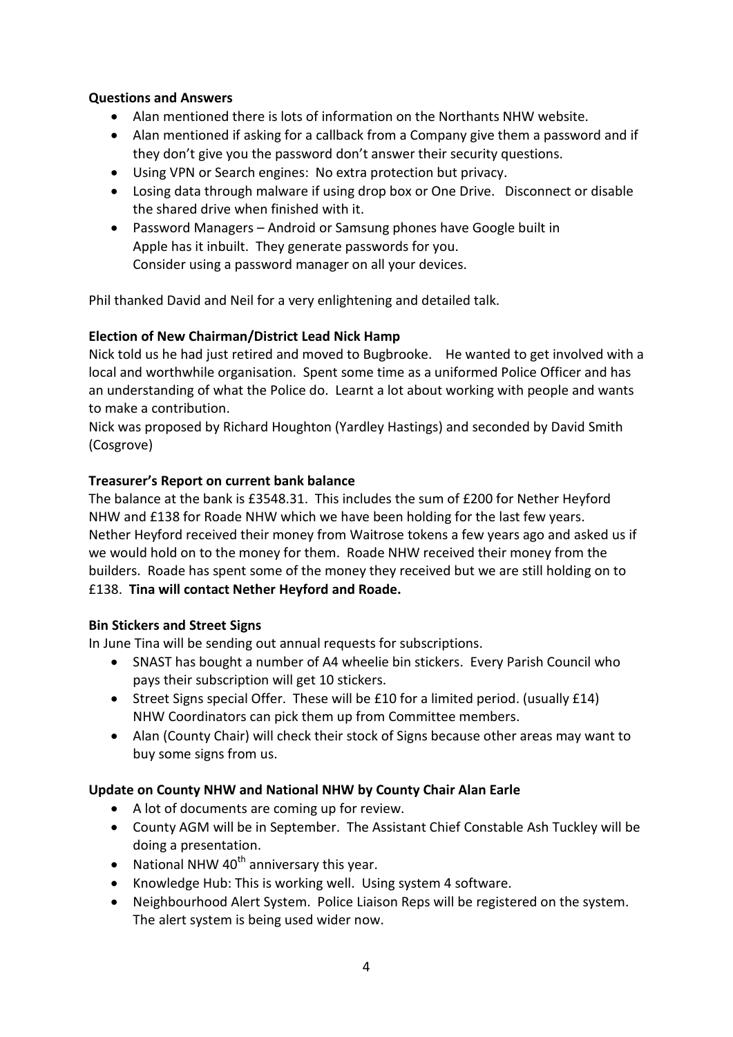**Questions and Answers**

- Alan mentioned there is lots of information on the Northants NHW website.
- Alan mentioned if asking for a callback from a Company give them a password and if they don't give you the password don't answer their security questions.
- Using VPN or Search engines: No extra protection but privacy.
- Losing data through malware if using drop box or One Drive. Disconnect or disable the shared drive when finished with it.
- Password Managers – Android or Samsung phones have Google built in
  Apple has it inbuilt. They generate passwords for you.
  Consider using a password manager on all your devices.

Phil thanked David and Neil for a very enlightening and detailed talk.

**Election of New Chairman/District Lead Nick Hamp**

Nick told us he had just retired and moved to Bugbrooke. He wanted to get involved with a local and worthwhile organisation. Spent some time as a uniformed Police Officer and has an understanding of what the Police do. Learnt a lot about working with people and wants to make a contribution.
Nick was proposed by Richard Houghton (Yardley Hastings) and seconded by David Smith (Cosgrove)

**Treasurer's Report on current bank balance**

The balance at the bank is £3548.31. This includes the sum of £200 for Nether Heyford NHW and £138 for Roade NHW which we have been holding for the last few years. Nether Heyford received their money from Waitrose tokens a few years ago and asked us if we would hold on to the money for them. Roade NHW received their money from the builders. Roade has spent some of the money they received but we are still holding on to £138. **Tina will contact Nether Heyford and Roade.**

**Bin Stickers and Street Signs**

In June Tina will be sending out annual requests for subscriptions.

- SNAST has bought a number of A4 wheelie bin stickers. Every Parish Council who pays their subscription will get 10 stickers.
- Street Signs special Offer. These will be £10 for a limited period. (usually £14)
  NHW Coordinators can pick them up from Committee members.
- Alan (County Chair) will check their stock of Signs because other areas may want to buy some signs from us.

**Update on County NHW and National NHW by County Chair Alan Earle**

- A lot of documents are coming up for review.
- County AGM will be in September. The Assistant Chief Constable Ash Tuckley will be doing a presentation.
- National NHW 40th anniversary this year.
- Knowledge Hub: This is working well. Using system 4 software.
- Neighbourhood Alert System. Police Liaison Reps will be registered on the system. The alert system is being used wider now.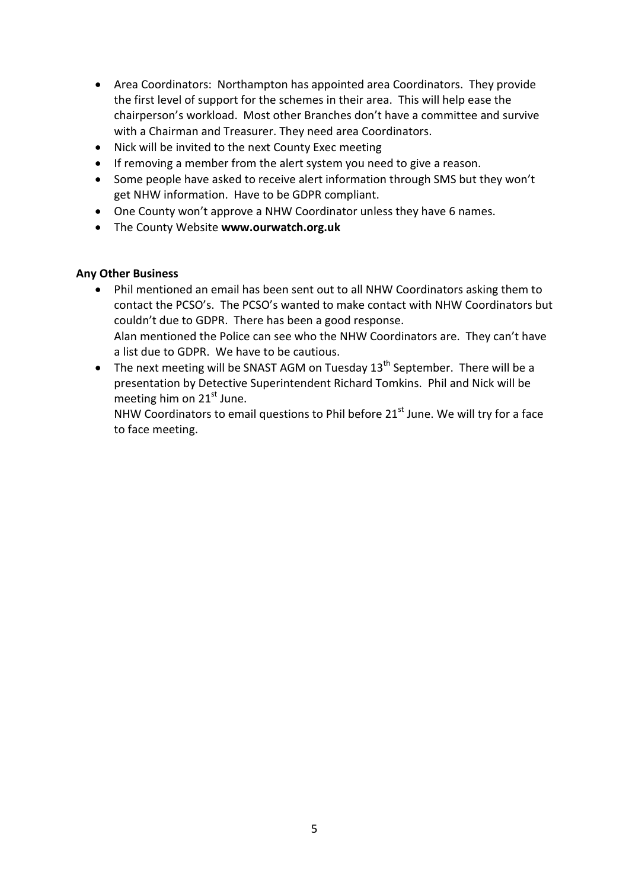- Area Coordinators: Northampton has appointed area Coordinators. They provide the first level of support for the schemes in their area. This will help ease the chairperson's workload. Most other Branches don't have a committee and survive with a Chairman and Treasurer. They need area Coordinators.
- Nick will be invited to the next County Exec meeting
- If removing a member from the alert system you need to give a reason.
- Some people have asked to receive alert information through SMS but they won't get NHW information. Have to be GDPR compliant.
- One County won't approve a NHW Coordinator unless they have 6 names.
- The County Website **www.ourwatch.org.uk**

**Any Other Business**

- Phil mentioned an email has been sent out to all NHW Coordinators asking them to contact the PCSO's. The PCSO's wanted to make contact with NHW Coordinators but couldn't due to GDPR. There has been a good response.
  Alan mentioned the Police can see who the NHW Coordinators are. They can't have a list due to GDPR. We have to be cautious.
- The next meeting will be SNAST AGM on Tuesday 13th September. There will be a presentation by Detective Superintendent Richard Tomkins. Phil and Nick will be meeting him on 21st June.
  NHW Coordinators to email questions to Phil before 21st June. We will try for a face to face meeting.